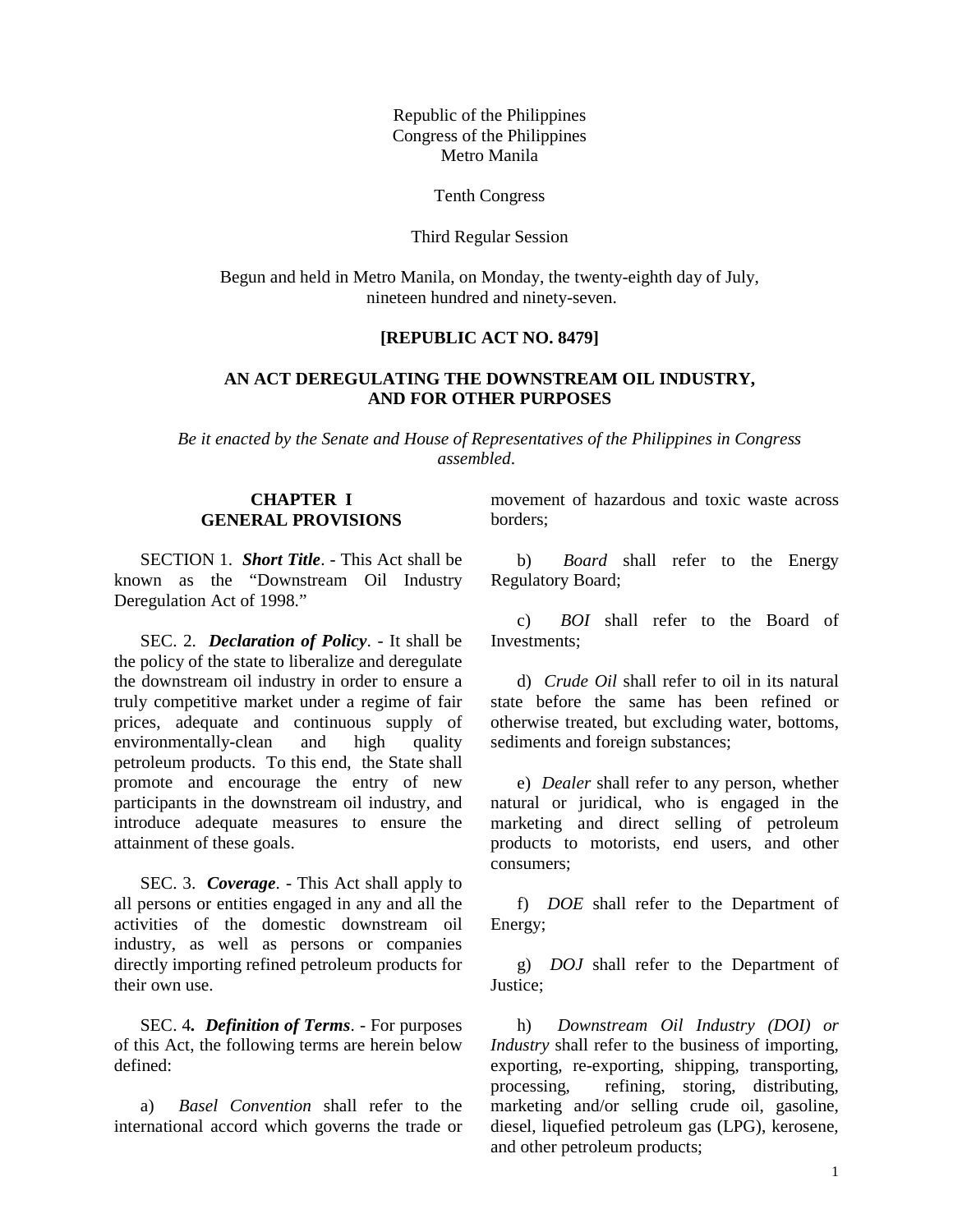Republic of the Philippines
Congress of the Philippines
Metro Manila

Tenth Congress

Third Regular Session

Begun and held in Metro Manila, on Monday, the twenty-eighth day of July, nineteen hundred and ninety-seven.

**[REPUBLIC ACT NO. 8479]**

**AN ACT DEREGULATING THE DOWNSTREAM OIL INDUSTRY, AND FOR OTHER PURPOSES**

*Be it enacted by the Senate and House of Representatives of the Philippines in Congress assembled*.

## CHAPTER I
## GENERAL PROVISIONS

SECTION 1. ***Short Title***. - This Act shall be known as the "Downstream Oil Industry Deregulation Act of 1998."

SEC. 2. ***Declaration of Policy***. - It shall be the policy of the state to liberalize and deregulate the downstream oil industry in order to ensure a truly competitive market under a regime of fair prices, adequate and continuous supply of environmentally-clean and high quality petroleum products. To this end, the State shall promote and encourage the entry of new participants in the downstream oil industry, and introduce adequate measures to ensure the attainment of these goals.

SEC. 3. ***Coverage***. - This Act shall apply to all persons or entities engaged in any and all the activities of the domestic downstream oil industry, as well as persons or companies directly importing refined petroleum products for their own use.

SEC. 4. ***Definition of Terms***. - For purposes of this Act, the following terms are herein below defined:

a) *Basel Convention* shall refer to the international accord which governs the trade or movement of hazardous and toxic waste across borders;

b) *Board* shall refer to the Energy Regulatory Board;

c) *BOI* shall refer to the Board of Investments;

d) *Crude Oil* shall refer to oil in its natural state before the same has been refined or otherwise treated, but excluding water, bottoms, sediments and foreign substances;

e) *Dealer* shall refer to any person, whether natural or juridical, who is engaged in the marketing and direct selling of petroleum products to motorists, end users, and other consumers;

f) *DOE* shall refer to the Department of Energy;

g) *DOJ* shall refer to the Department of Justice;

h) *Downstream Oil Industry (DOI) or Industry* shall refer to the business of importing, exporting, re-exporting, shipping, transporting, processing, refining, storing, distributing, marketing and/or selling crude oil, gasoline, diesel, liquefied petroleum gas (LPG), kerosene, and other petroleum products;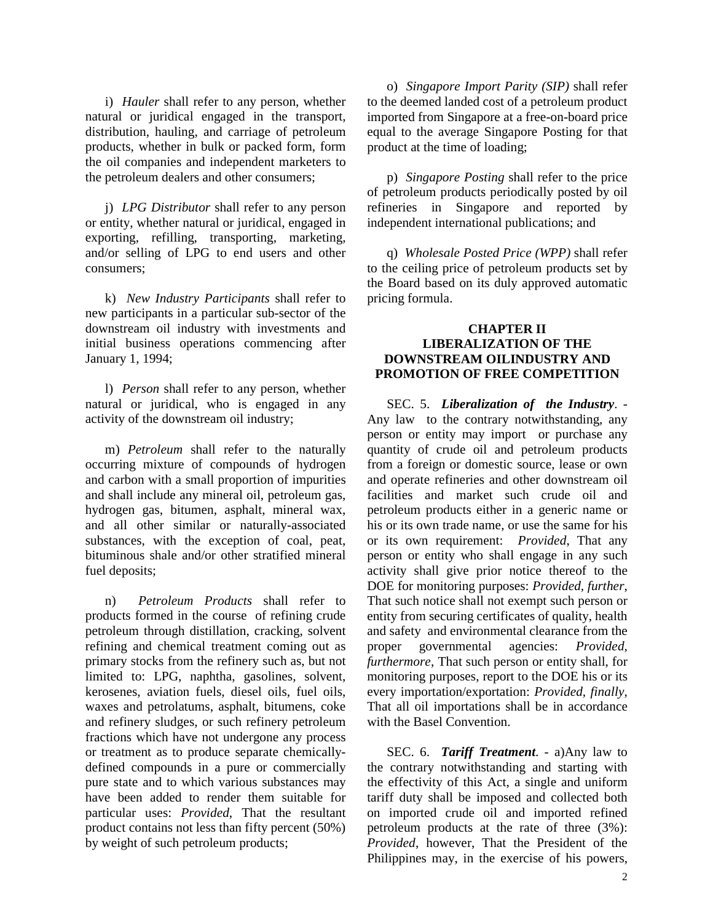i) *Hauler* shall refer to any person, whether natural or juridical engaged in the transport, distribution, hauling, and carriage of petroleum products, whether in bulk or packed form, form the oil companies and independent marketers to the petroleum dealers and other consumers;

j) *LPG Distributor* shall refer to any person or entity, whether natural or juridical, engaged in exporting, refilling, transporting, marketing, and/or selling of LPG to end users and other consumers;

k) *New Industry Participants* shall refer to new participants in a particular sub-sector of the downstream oil industry with investments and initial business operations commencing after January 1, 1994;

l) *Person* shall refer to any person, whether natural or juridical, who is engaged in any activity of the downstream oil industry;

m) *Petroleum* shall refer to the naturally occurring mixture of compounds of hydrogen and carbon with a small proportion of impurities and shall include any mineral oil, petroleum gas, hydrogen gas, bitumen, asphalt, mineral wax, and all other similar or naturally-associated substances, with the exception of coal, peat, bituminous shale and/or other stratified mineral fuel deposits;

n) *Petroleum Products* shall refer to products formed in the course of refining crude petroleum through distillation, cracking, solvent refining and chemical treatment coming out as primary stocks from the refinery such as, but not limited to: LPG, naphtha, gasolines, solvent, kerosenes, aviation fuels, diesel oils, fuel oils, waxes and petrolatums, asphalt, bitumens, coke and refinery sludges, or such refinery petroleum fractions which have not undergone any process or treatment as to produce separate chemically-defined compounds in a pure or commercially pure state and to which various substances may have been added to render them suitable for particular uses: *Provided*, That the resultant product contains not less than fifty percent (50%) by weight of such petroleum products;

o) *Singapore Import Parity (SIP)* shall refer to the deemed landed cost of a petroleum product imported from Singapore at a free-on-board price equal to the average Singapore Posting for that product at the time of loading;

p) *Singapore Posting* shall refer to the price of petroleum products periodically posted by oil refineries in Singapore and reported by independent international publications; and

q) *Wholesale Posted Price (WPP)* shall refer to the ceiling price of petroleum products set by the Board based on its duly approved automatic pricing formula.

## CHAPTER II
## LIBERALIZATION OF THE DOWNSTREAM OILINDUSTRY AND PROMOTION OF FREE COMPETITION

SEC. 5. ***Liberalization of the Industry***. - Any law to the contrary notwithstanding, any person or entity may import or purchase any quantity of crude oil and petroleum products from a foreign or domestic source, lease or own and operate refineries and other downstream oil facilities and market such crude oil and petroleum products either in a generic name or his or its own trade name, or use the same for his or its own requirement: *Provided*, That any person or entity who shall engage in any such activity shall give prior notice thereof to the DOE for monitoring purposes: *Provided, further*, That such notice shall not exempt such person or entity from securing certificates of quality, health and safety and environmental clearance from the proper governmental agencies: *Provided, furthermore*, That such person or entity shall, for monitoring purposes, report to the DOE his or its every importation/exportation: *Provided, finally*, That all oil importations shall be in accordance with the Basel Convention.

SEC. 6. ***Tariff Treatment***. - a)Any law to the contrary notwithstanding and starting with the effectivity of this Act, a single and uniform tariff duty shall be imposed and collected both on imported crude oil and imported refined petroleum products at the rate of three (3%): *Provided*, however, That the President of the Philippines may, in the exercise of his powers,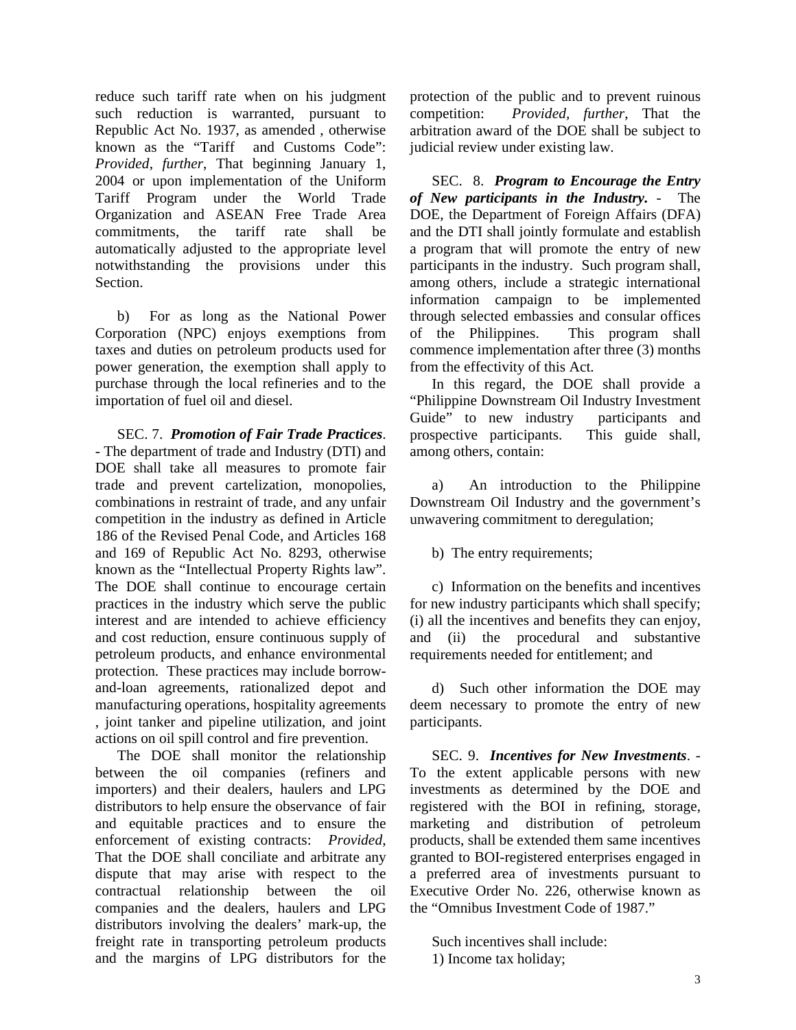reduce such tariff rate when on his judgment such reduction is warranted, pursuant to Republic Act No. 1937, as amended , otherwise known as the "Tariff and Customs Code": *Provided*, *further*, That beginning January 1, 2004 or upon implementation of the Uniform Tariff Program under the World Trade Organization and ASEAN Free Trade Area commitments, the tariff rate shall be automatically adjusted to the appropriate level notwithstanding the provisions under this Section.

b) For as long as the National Power Corporation (NPC) enjoys exemptions from taxes and duties on petroleum products used for power generation, the exemption shall apply to purchase through the local refineries and to the importation of fuel oil and diesel.

SEC. 7. ***Promotion of Fair Trade Practices***. - The department of trade and Industry (DTI) and DOE shall take all measures to promote fair trade and prevent cartelization, monopolies, combinations in restraint of trade, and any unfair competition in the industry as defined in Article 186 of the Revised Penal Code, and Articles 168 and 169 of Republic Act No. 8293, otherwise known as the "Intellectual Property Rights law". The DOE shall continue to encourage certain practices in the industry which serve the public interest and are intended to achieve efficiency and cost reduction, ensure continuous supply of petroleum products, and enhance environmental protection. These practices may include borrow-and-loan agreements, rationalized depot and manufacturing operations, hospitality agreements , joint tanker and pipeline utilization, and joint actions on oil spill control and fire prevention.

The DOE shall monitor the relationship between the oil companies (refiners and importers) and their dealers, haulers and LPG distributors to help ensure the observance of fair and equitable practices and to ensure the enforcement of existing contracts: *Provided*, That the DOE shall conciliate and arbitrate any dispute that may arise with respect to the contractual relationship between the oil companies and the dealers, haulers and LPG distributors involving the dealers' mark-up, the freight rate in transporting petroleum products and the margins of LPG distributors for the protection of the public and to prevent ruinous competition: *Provided, further*, That the arbitration award of the DOE shall be subject to judicial review under existing law.

SEC. 8. ***Program to Encourage the Entry of New participants in the Industry.*** - The DOE, the Department of Foreign Affairs (DFA) and the DTI shall jointly formulate and establish a program that will promote the entry of new participants in the industry. Such program shall, among others, include a strategic international information campaign to be implemented through selected embassies and consular offices of the Philippines. This program shall commence implementation after three (3) months from the effectivity of this Act.

In this regard, the DOE shall provide a "Philippine Downstream Oil Industry Investment Guide" to new industry participants and prospective participants. This guide shall, among others, contain:

a) An introduction to the Philippine Downstream Oil Industry and the government's unwavering commitment to deregulation;

b) The entry requirements;

c) Information on the benefits and incentives for new industry participants which shall specify; (i) all the incentives and benefits they can enjoy, and (ii) the procedural and substantive requirements needed for entitlement; and

d) Such other information the DOE may deem necessary to promote the entry of new participants.

SEC. 9. ***Incentives for New Investments***. - To the extent applicable persons with new investments as determined by the DOE and registered with the BOI in refining, storage, marketing and distribution of petroleum products, shall be extended them same incentives granted to BOI-registered enterprises engaged in a preferred area of investments pursuant to Executive Order No. 226, otherwise known as the "Omnibus Investment Code of 1987."

Such incentives shall include:

1) Income tax holiday;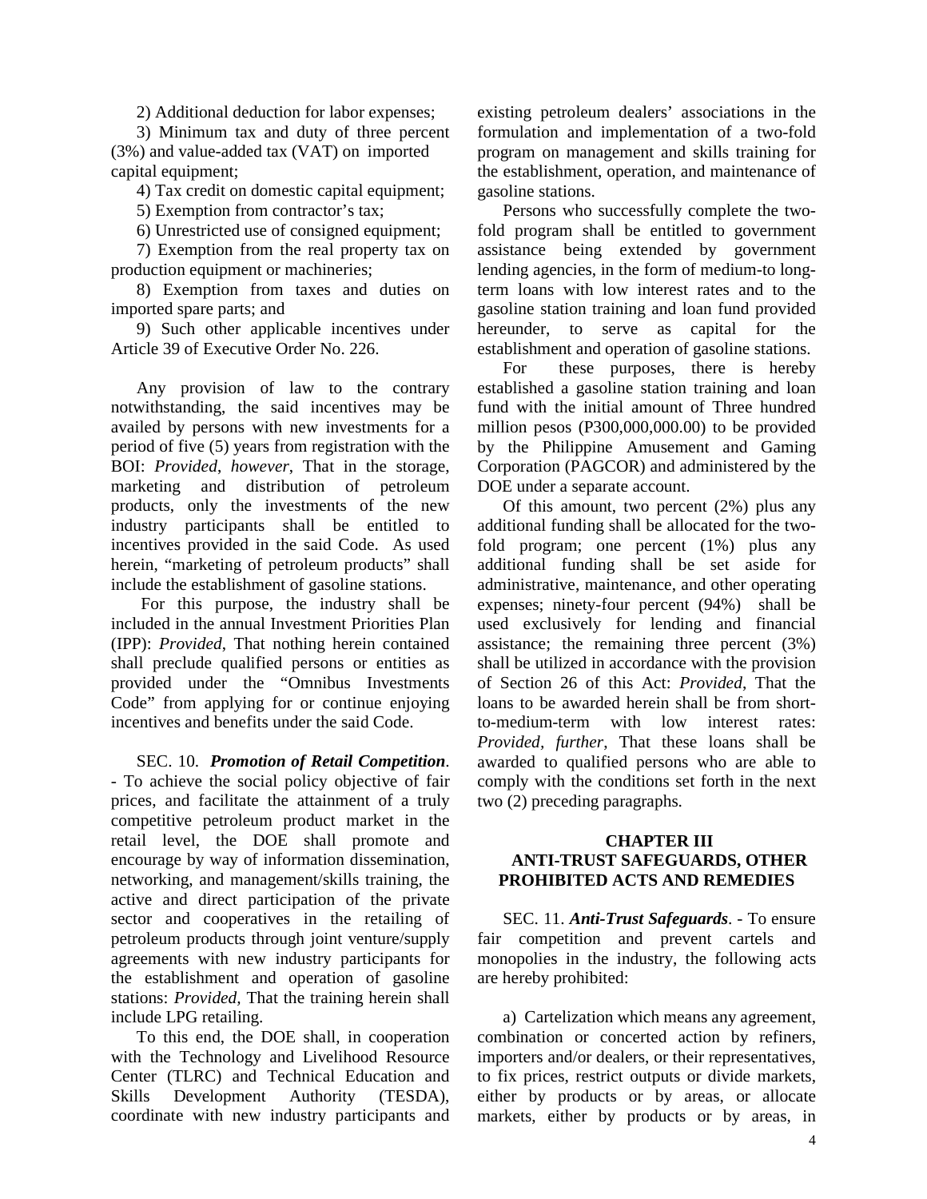2) Additional deduction for labor expenses;

3) Minimum tax and duty of three percent (3%) and value-added tax (VAT) on imported capital equipment;

4) Tax credit on domestic capital equipment;

5) Exemption from contractor's tax;

6) Unrestricted use of consigned equipment;

7) Exemption from the real property tax on production equipment or machineries;

8) Exemption from taxes and duties on imported spare parts; and

9) Such other applicable incentives under Article 39 of Executive Order No. 226.

Any provision of law to the contrary notwithstanding, the said incentives may be availed by persons with new investments for a period of five (5) years from registration with the BOI: *Provided*, *however*, That in the storage, marketing and distribution of petroleum products, only the investments of the new industry participants shall be entitled to incentives provided in the said Code. As used herein, "marketing of petroleum products" shall include the establishment of gasoline stations.

For this purpose, the industry shall be included in the annual Investment Priorities Plan (IPP): *Provided*, That nothing herein contained shall preclude qualified persons or entities as provided under the "Omnibus Investments Code" from applying for or continue enjoying incentives and benefits under the said Code.

SEC. 10. ***Promotion of Retail Competition***. - To achieve the social policy objective of fair prices, and facilitate the attainment of a truly competitive petroleum product market in the retail level, the DOE shall promote and encourage by way of information dissemination, networking, and management/skills training, the active and direct participation of the private sector and cooperatives in the retailing of petroleum products through joint venture/supply agreements with new industry participants for the establishment and operation of gasoline stations: *Provided*, That the training herein shall include LPG retailing.

To this end, the DOE shall, in cooperation with the Technology and Livelihood Resource Center (TLRC) and Technical Education and Skills Development Authority (TESDA), coordinate with new industry participants and existing petroleum dealers' associations in the formulation and implementation of a two-fold program on management and skills training for the establishment, operation, and maintenance of gasoline stations.

Persons who successfully complete the two-fold program shall be entitled to government assistance being extended by government lending agencies, in the form of medium-to long-term loans with low interest rates and to the gasoline station training and loan fund provided hereunder, to serve as capital for the establishment and operation of gasoline stations.

For these purposes, there is hereby established a gasoline station training and loan fund with the initial amount of Three hundred million pesos (P300,000,000.00) to be provided by the Philippine Amusement and Gaming Corporation (PAGCOR) and administered by the DOE under a separate account.

Of this amount, two percent (2%) plus any additional funding shall be allocated for the two-fold program; one percent (1%) plus any additional funding shall be set aside for administrative, maintenance, and other operating expenses; ninety-four percent (94%) shall be used exclusively for lending and financial assistance; the remaining three percent (3%) shall be utilized in accordance with the provision of Section 26 of this Act: *Provided*, That the loans to be awarded herein shall be from short-to-medium-term with low interest rates: *Provided, further*, That these loans shall be awarded to qualified persons who are able to comply with the conditions set forth in the next two (2) preceding paragraphs.

## CHAPTER III
## ANTI-TRUST SAFEGUARDS, OTHER PROHIBITED ACTS AND REMEDIES

SEC. 11. ***Anti-Trust Safeguards***. - To ensure fair competition and prevent cartels and monopolies in the industry, the following acts are hereby prohibited:

a) Cartelization which means any agreement, combination or concerted action by refiners, importers and/or dealers, or their representatives, to fix prices, restrict outputs or divide markets, either by products or by areas, or allocate markets, either by products or by areas, in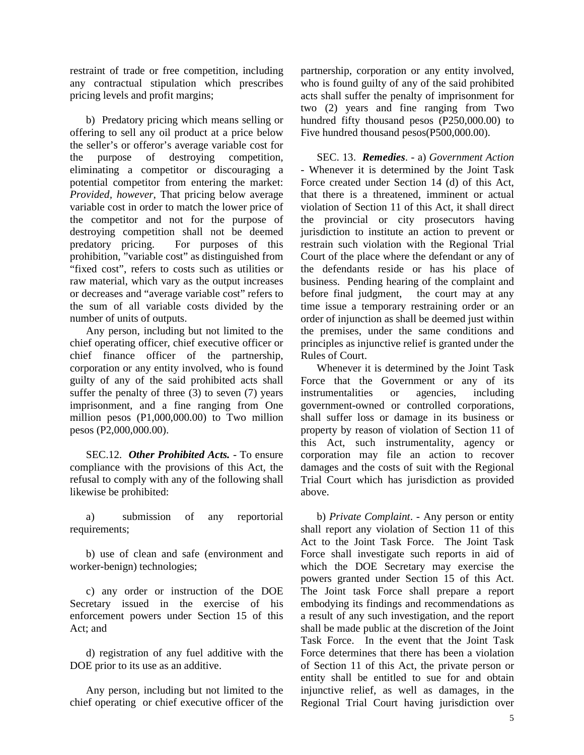restraint of trade or free competition, including any contractual stipulation which prescribes pricing levels and profit margins;

b) Predatory pricing which means selling or offering to sell any oil product at a price below the seller's or offeror's average variable cost for the purpose of destroying competition, eliminating a competitor or discouraging a potential competitor from entering the market: *Provided*, *however*, That pricing below average variable cost in order to match the lower price of the competitor and not for the purpose of destroying competition shall not be deemed predatory pricing. For purposes of this prohibition, "variable cost" as distinguished from "fixed cost", refers to costs such as utilities or raw material, which vary as the output increases or decreases and "average variable cost" refers to the sum of all variable costs divided by the number of units of outputs.

Any person, including but not limited to the chief operating officer, chief executive officer or chief finance officer of the partnership, corporation or any entity involved, who is found guilty of any of the said prohibited acts shall suffer the penalty of three (3) to seven (7) years imprisonment, and a fine ranging from One million pesos (P1,000,000.00) to Two million pesos (P2,000,000.00).

SEC.12. ***Other Prohibited Acts.*** - To ensure compliance with the provisions of this Act, the refusal to comply with any of the following shall likewise be prohibited:

a) submission of any reportorial requirements;

b) use of clean and safe (environment and worker-benign) technologies;

c) any order or instruction of the DOE Secretary issued in the exercise of his enforcement powers under Section 15 of this Act; and

d) registration of any fuel additive with the DOE prior to its use as an additive.

Any person, including but not limited to the chief operating or chief executive officer of the partnership, corporation or any entity involved, who is found guilty of any of the said prohibited acts shall suffer the penalty of imprisonment for two (2) years and fine ranging from Two hundred fifty thousand pesos (P250,000.00) to Five hundred thousand pesos(P500,000.00).

SEC. 13. ***Remedies***. - a) *Government Action* - Whenever it is determined by the Joint Task Force created under Section 14 (d) of this Act, that there is a threatened, imminent or actual violation of Section 11 of this Act, it shall direct the provincial or city prosecutors having jurisdiction to institute an action to prevent or restrain such violation with the Regional Trial Court of the place where the defendant or any of the defendants reside or has his place of business. Pending hearing of the complaint and before final judgment, the court may at any time issue a temporary restraining order or an order of injunction as shall be deemed just within the premises, under the same conditions and principles as injunctive relief is granted under the Rules of Court.

Whenever it is determined by the Joint Task Force that the Government or any of its instrumentalities or agencies, including government-owned or controlled corporations, shall suffer loss or damage in its business or property by reason of violation of Section 11 of this Act, such instrumentality, agency or corporation may file an action to recover damages and the costs of suit with the Regional Trial Court which has jurisdiction as provided above.

b) *Private Complaint*. - Any person or entity shall report any violation of Section 11 of this Act to the Joint Task Force. The Joint Task Force shall investigate such reports in aid of which the DOE Secretary may exercise the powers granted under Section 15 of this Act. The Joint task Force shall prepare a report embodying its findings and recommendations as a result of any such investigation, and the report shall be made public at the discretion of the Joint Task Force. In the event that the Joint Task Force determines that there has been a violation of Section 11 of this Act, the private person or entity shall be entitled to sue for and obtain injunctive relief, as well as damages, in the Regional Trial Court having jurisdiction over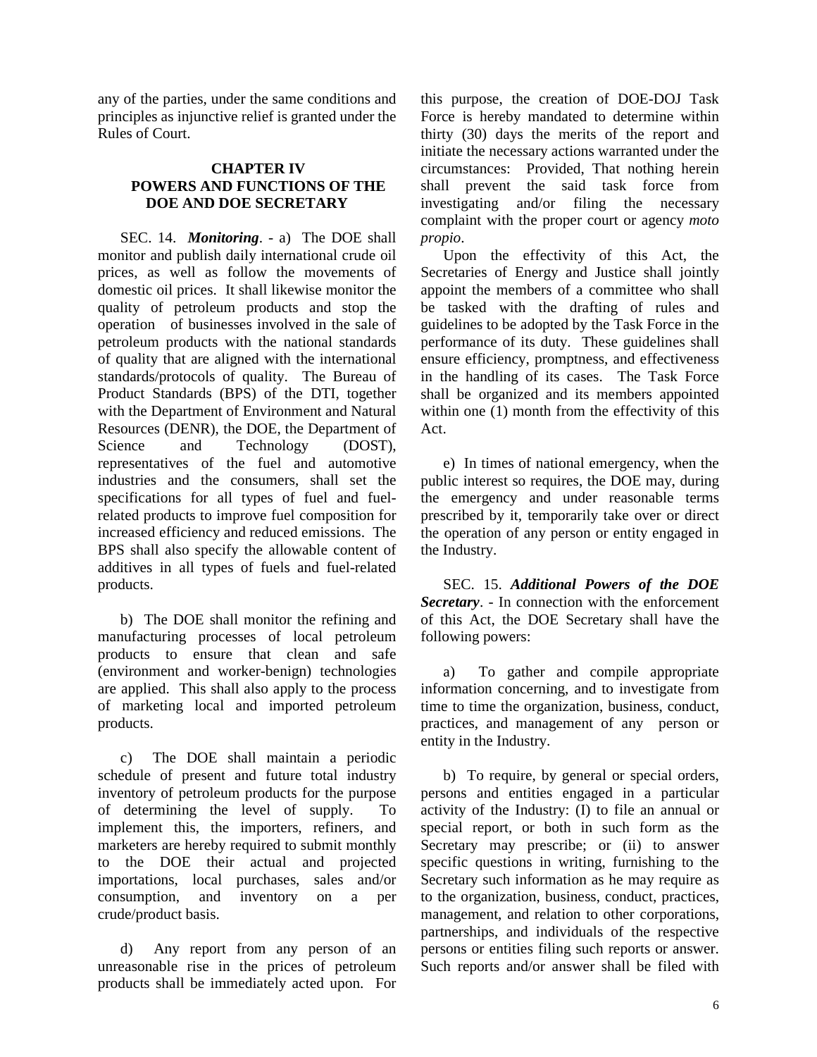any of the parties, under the same conditions and principles as injunctive relief is granted under the Rules of Court.

## CHAPTER IV
## POWERS AND FUNCTIONS OF THE DOE AND DOE SECRETARY

SEC. 14. ***Monitoring***. - a) The DOE shall monitor and publish daily international crude oil prices, as well as follow the movements of domestic oil prices. It shall likewise monitor the quality of petroleum products and stop the operation of businesses involved in the sale of petroleum products with the national standards of quality that are aligned with the international standards/protocols of quality. The Bureau of Product Standards (BPS) of the DTI, together with the Department of Environment and Natural Resources (DENR), the DOE, the Department of Science and Technology (DOST), representatives of the fuel and automotive industries and the consumers, shall set the specifications for all types of fuel and fuel-related products to improve fuel composition for increased efficiency and reduced emissions. The BPS shall also specify the allowable content of additives in all types of fuels and fuel-related products.

b) The DOE shall monitor the refining and manufacturing processes of local petroleum products to ensure that clean and safe (environment and worker-benign) technologies are applied. This shall also apply to the process of marketing local and imported petroleum products.

c) The DOE shall maintain a periodic schedule of present and future total industry inventory of petroleum products for the purpose of determining the level of supply. To implement this, the importers, refiners, and marketers are hereby required to submit monthly to the DOE their actual and projected importations, local purchases, sales and/or consumption, and inventory on a per crude/product basis.

d) Any report from any person of an unreasonable rise in the prices of petroleum products shall be immediately acted upon. For this purpose, the creation of DOE-DOJ Task Force is hereby mandated to determine within thirty (30) days the merits of the report and initiate the necessary actions warranted under the circumstances: Provided, That nothing herein shall prevent the said task force from investigating and/or filing the necessary complaint with the proper court or agency *moto propio*.

Upon the effectivity of this Act, the Secretaries of Energy and Justice shall jointly appoint the members of a committee who shall be tasked with the drafting of rules and guidelines to be adopted by the Task Force in the performance of its duty. These guidelines shall ensure efficiency, promptness, and effectiveness in the handling of its cases. The Task Force shall be organized and its members appointed within one (1) month from the effectivity of this Act.

e) In times of national emergency, when the public interest so requires, the DOE may, during the emergency and under reasonable terms prescribed by it, temporarily take over or direct the operation of any person or entity engaged in the Industry.

SEC. 15. ***Additional Powers of the DOE Secretary***. - In connection with the enforcement of this Act, the DOE Secretary shall have the following powers:

a) To gather and compile appropriate information concerning, and to investigate from time to time the organization, business, conduct, practices, and management of any person or entity in the Industry.

b) To require, by general or special orders, persons and entities engaged in a particular activity of the Industry: (I) to file an annual or special report, or both in such form as the Secretary may prescribe; or (ii) to answer specific questions in writing, furnishing to the Secretary such information as he may require as to the organization, business, conduct, practices, management, and relation to other corporations, partnerships, and individuals of the respective persons or entities filing such reports or answer. Such reports and/or answer shall be filed with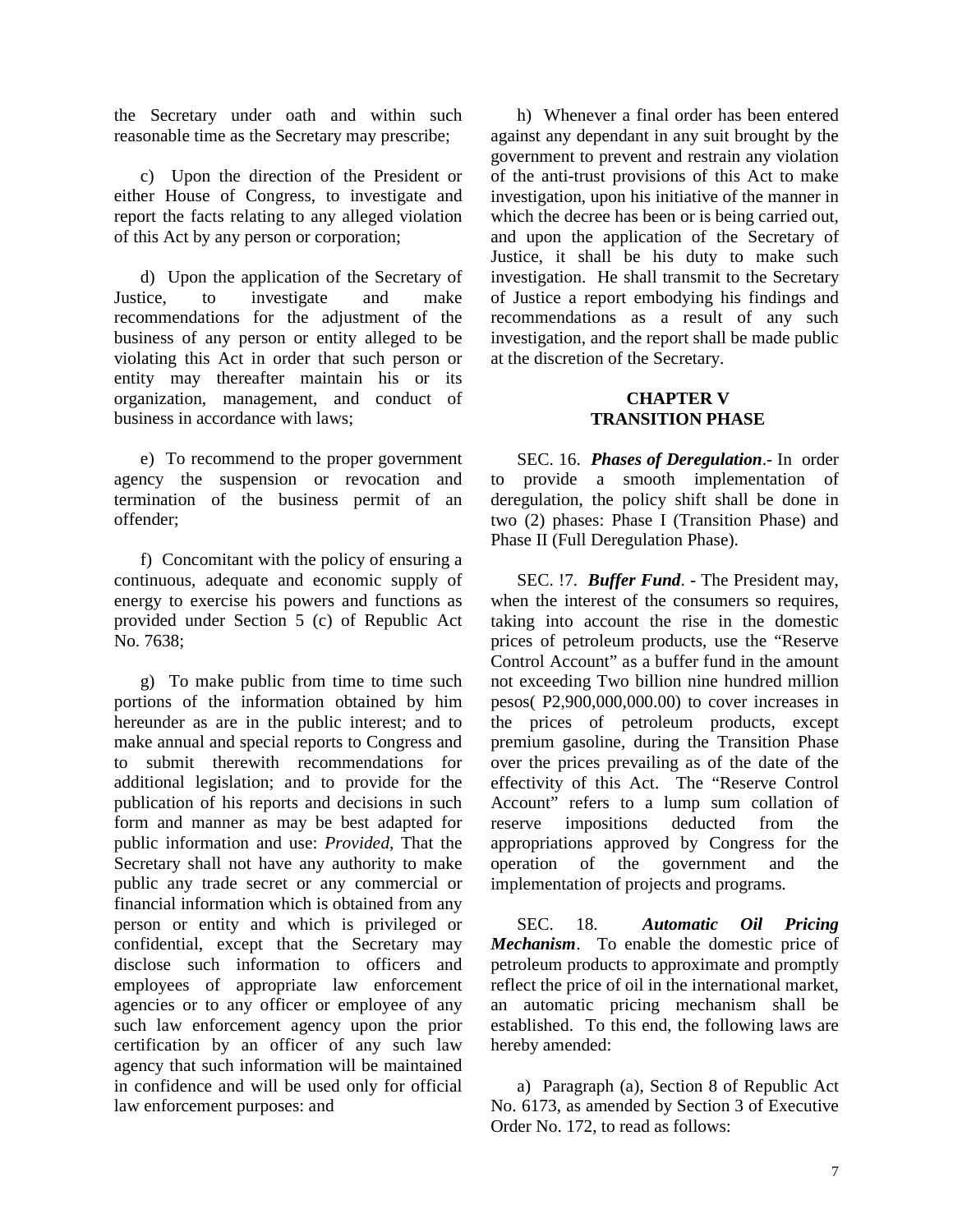the Secretary under oath and within such reasonable time as the Secretary may prescribe;

c) Upon the direction of the President or either House of Congress, to investigate and report the facts relating to any alleged violation of this Act by any person or corporation;

d) Upon the application of the Secretary of Justice, to investigate and make recommendations for the adjustment of the business of any person or entity alleged to be violating this Act in order that such person or entity may thereafter maintain his or its organization, management, and conduct of business in accordance with laws;

e) To recommend to the proper government agency the suspension or revocation and termination of the business permit of an offender;

f) Concomitant with the policy of ensuring a continuous, adequate and economic supply of energy to exercise his powers and functions as provided under Section 5 (c) of Republic Act No. 7638;

g) To make public from time to time such portions of the information obtained by him hereunder as are in the public interest; and to make annual and special reports to Congress and to submit therewith recommendations for additional legislation; and to provide for the publication of his reports and decisions in such form and manner as may be best adapted for public information and use: *Provided*, That the Secretary shall not have any authority to make public any trade secret or any commercial or financial information which is obtained from any person or entity and which is privileged or confidential, except that the Secretary may disclose such information to officers and employees of appropriate law enforcement agencies or to any officer or employee of any such law enforcement agency upon the prior certification by an officer of any such law agency that such information will be maintained in confidence and will be used only for official law enforcement purposes: and

h) Whenever a final order has been entered against any dependant in any suit brought by the government to prevent and restrain any violation of the anti-trust provisions of this Act to make investigation, upon his initiative of the manner in which the decree has been or is being carried out, and upon the application of the Secretary of Justice, it shall be his duty to make such investigation. He shall transmit to the Secretary of Justice a report embodying his findings and recommendations as a result of any such investigation, and the report shall be made public at the discretion of the Secretary.

## CHAPTER V
## TRANSITION PHASE

SEC. 16. ***Phases of Deregulation***.- In order to provide a smooth implementation of deregulation, the policy shift shall be done in two (2) phases: Phase I (Transition Phase) and Phase II (Full Deregulation Phase).

SEC. !7. ***Buffer Fund***. - The President may, when the interest of the consumers so requires, taking into account the rise in the domestic prices of petroleum products, use the "Reserve Control Account" as a buffer fund in the amount not exceeding Two billion nine hundred million pesos( P2,900,000,000.00) to cover increases in the prices of petroleum products, except premium gasoline, during the Transition Phase over the prices prevailing as of the date of the effectivity of this Act. The "Reserve Control Account" refers to a lump sum collation of reserve impositions deducted from the appropriations approved by Congress for the operation of the government and the implementation of projects and programs.

SEC. 18. ***Automatic Oil Pricing Mechanism***. To enable the domestic price of petroleum products to approximate and promptly reflect the price of oil in the international market, an automatic pricing mechanism shall be established. To this end, the following laws are hereby amended:

a) Paragraph (a), Section 8 of Republic Act No. 6173, as amended by Section 3 of Executive Order No. 172, to read as follows: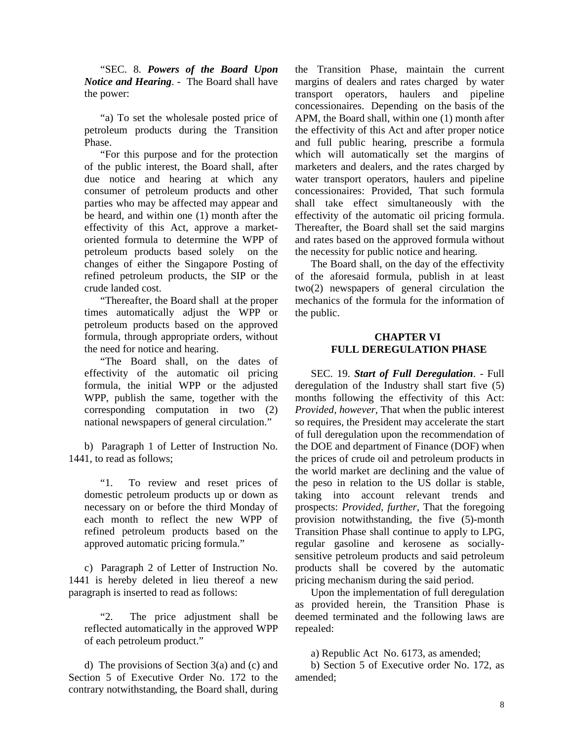"SEC. 8. ***Powers of the Board Upon Notice and Hearing***. - The Board shall have the power:

"a) To set the wholesale posted price of petroleum products during the Transition Phase.

"For this purpose and for the protection of the public interest, the Board shall, after due notice and hearing at which any consumer of petroleum products and other parties who may be affected may appear and be heard, and within one (1) month after the effectivity of this Act, approve a market-oriented formula to determine the WPP of petroleum products based solely on the changes of either the Singapore Posting of refined petroleum products, the SIP or the crude landed cost.

"Thereafter, the Board shall at the proper times automatically adjust the WPP or petroleum products based on the approved formula, through appropriate orders, without the need for notice and hearing.

"The Board shall, on the dates of effectivity of the automatic oil pricing formula, the initial WPP or the adjusted WPP, publish the same, together with the corresponding computation in two (2) national newspapers of general circulation."

b) Paragraph 1 of Letter of Instruction No. 1441, to read as follows;

"1. To review and reset prices of domestic petroleum products up or down as necessary on or before the third Monday of each month to reflect the new WPP of refined petroleum products based on the approved automatic pricing formula."

c) Paragraph 2 of Letter of Instruction No. 1441 is hereby deleted in lieu thereof a new paragraph is inserted to read as follows:

"2. The price adjustment shall be reflected automatically in the approved WPP of each petroleum product."

d) The provisions of Section 3(a) and (c) and Section 5 of Executive Order No. 172 to the contrary notwithstanding, the Board shall, during the Transition Phase, maintain the current margins of dealers and rates charged by water transport operators, haulers and pipeline concessionaires. Depending on the basis of the APM, the Board shall, within one (1) month after the effectivity of this Act and after proper notice and full public hearing, prescribe a formula which will automatically set the margins of marketers and dealers, and the rates charged by water transport operators, haulers and pipeline concessionaires: Provided, That such formula shall take effect simultaneously with the effectivity of the automatic oil pricing formula. Thereafter, the Board shall set the said margins and rates based on the approved formula without the necessity for public notice and hearing.

The Board shall, on the day of the effectivity of the aforesaid formula, publish in at least two(2) newspapers of general circulation the mechanics of the formula for the information of the public.

## CHAPTER VI
## FULL DEREGULATION PHASE

SEC. 19. ***Start of Full Deregulation***. - Full deregulation of the Industry shall start five (5) months following the effectivity of this Act: *Provided, however*, That when the public interest so requires, the President may accelerate the start of full deregulation upon the recommendation of the DOE and department of Finance (DOF) when the prices of crude oil and petroleum products in the world market are declining and the value of the peso in relation to the US dollar is stable, taking into account relevant trends and prospects: *Provided, further*, That the foregoing provision notwithstanding, the five (5)-month Transition Phase shall continue to apply to LPG, regular gasoline and kerosene as socially-sensitive petroleum products and said petroleum products shall be covered by the automatic pricing mechanism during the said period.

Upon the implementation of full deregulation as provided herein, the Transition Phase is deemed terminated and the following laws are repealed:

a) Republic Act No. 6173, as amended;

b) Section 5 of Executive order No. 172, as amended;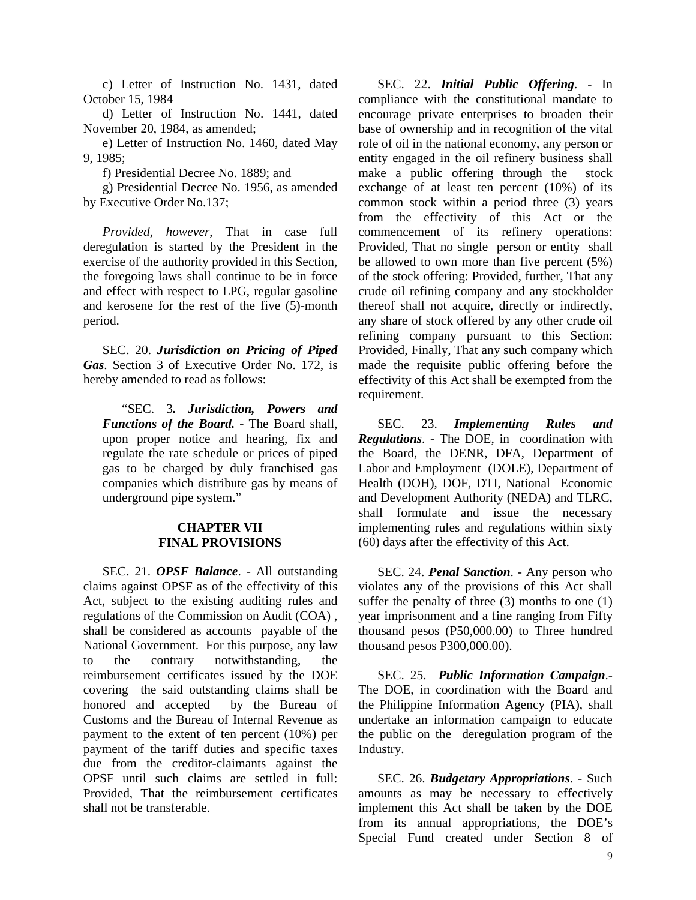c) Letter of Instruction No. 1431, dated October 15, 1984

d) Letter of Instruction No. 1441, dated November 20, 1984, as amended;

e) Letter of Instruction No. 1460, dated May 9, 1985;

f) Presidential Decree No. 1889; and

g) Presidential Decree No. 1956, as amended by Executive Order No.137;

*Provided, however*, That in case full deregulation is started by the President in the exercise of the authority provided in this Section, the foregoing laws shall continue to be in force and effect with respect to LPG, regular gasoline and kerosene for the rest of the five (5)-month period.

SEC. 20. ***Jurisdiction on Pricing of Piped Gas***. Section 3 of Executive Order No. 172, is hereby amended to read as follows:

> "SEC. 3***. Jurisdiction, Powers and Functions of the Board.*** - The Board shall, upon proper notice and hearing, fix and regulate the rate schedule or prices of piped gas to be charged by duly franchised gas companies which distribute gas by means of underground pipe system."

## CHAPTER VII
## FINAL PROVISIONS

SEC. 21. ***OPSF Balance***. - All outstanding claims against OPSF as of the effectivity of this Act, subject to the existing auditing rules and regulations of the Commission on Audit (COA) , shall be considered as accounts payable of the National Government. For this purpose, any law to the contrary notwithstanding, the reimbursement certificates issued by the DOE covering the said outstanding claims shall be honored and accepted by the Bureau of Customs and the Bureau of Internal Revenue as payment to the extent of ten percent (10%) per payment of the tariff duties and specific taxes due from the creditor-claimants against the OPSF until such claims are settled in full: Provided, That the reimbursement certificates shall not be transferable.

SEC. 22. ***Initial Public Offering***. - In compliance with the constitutional mandate to encourage private enterprises to broaden their base of ownership and in recognition of the vital role of oil in the national economy, any person or entity engaged in the oil refinery business shall make a public offering through the stock exchange of at least ten percent (10%) of its common stock within a period three (3) years from the effectivity of this Act or the commencement of its refinery operations: Provided, That no single person or entity shall be allowed to own more than five percent (5%) of the stock offering: Provided, further, That any crude oil refining company and any stockholder thereof shall not acquire, directly or indirectly, any share of stock offered by any other crude oil refining company pursuant to this Section: Provided, Finally, That any such company which made the requisite public offering before the effectivity of this Act shall be exempted from the requirement.

SEC. 23. ***Implementing Rules and Regulations***. - The DOE, in coordination with the Board, the DENR, DFA, Department of Labor and Employment (DOLE), Department of Health (DOH), DOF, DTI, National Economic and Development Authority (NEDA) and TLRC, shall formulate and issue the necessary implementing rules and regulations within sixty (60) days after the effectivity of this Act.

SEC. 24. ***Penal Sanction***. - Any person who violates any of the provisions of this Act shall suffer the penalty of three (3) months to one (1) year imprisonment and a fine ranging from Fifty thousand pesos (P50,000.00) to Three hundred thousand pesos P300,000.00).

SEC. 25. ***Public Information Campaign***.- The DOE, in coordination with the Board and the Philippine Information Agency (PIA), shall undertake an information campaign to educate the public on the deregulation program of the Industry.

SEC. 26. ***Budgetary Appropriations***. - Such amounts as may be necessary to effectively implement this Act shall be taken by the DOE from its annual appropriations, the DOE's Special Fund created under Section 8 of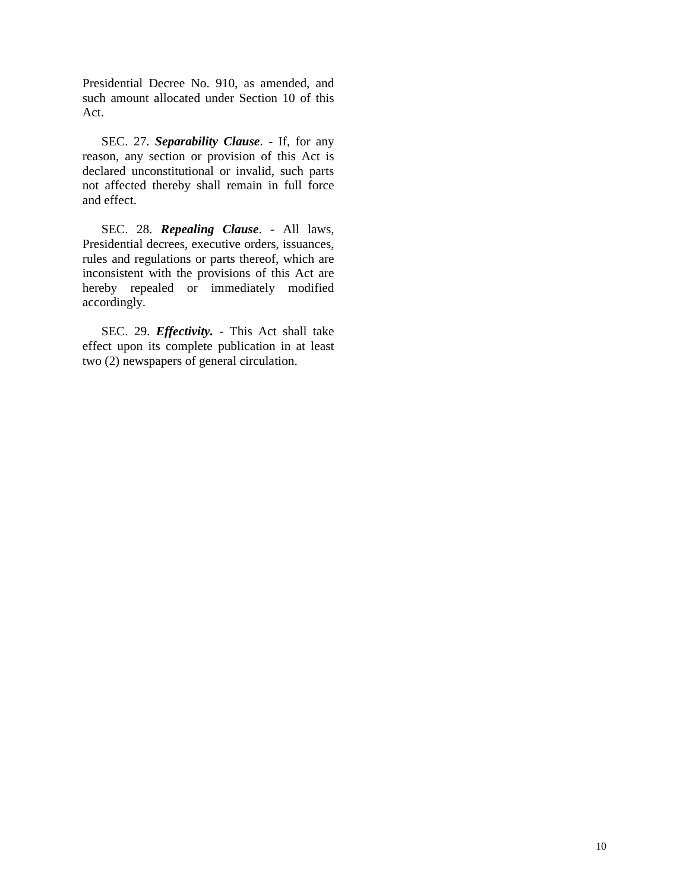Presidential Decree No. 910, as amended, and such amount allocated under Section 10 of this Act.

SEC. 27. ***Separability Clause***. - If, for any reason, any section or provision of this Act is declared unconstitutional or invalid, such parts not affected thereby shall remain in full force and effect.

SEC. 28. ***Repealing Clause***. - All laws, Presidential decrees, executive orders, issuances, rules and regulations or parts thereof, which are inconsistent with the provisions of this Act are hereby repealed or immediately modified accordingly.

SEC. 29. ***Effectivity.*** - This Act shall take effect upon its complete publication in at least two (2) newspapers of general circulation.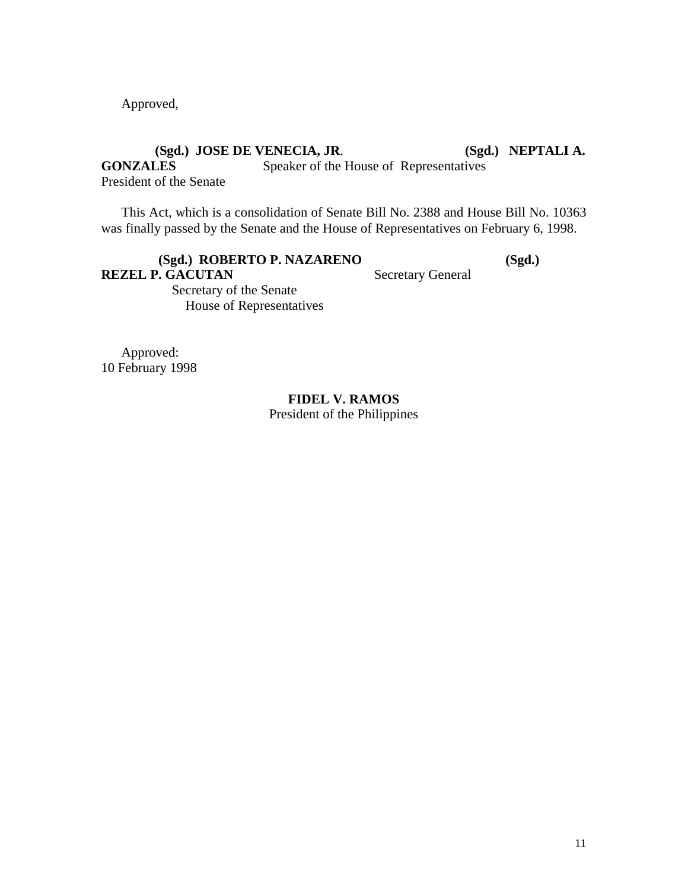Approved,

**(Sgd.) JOSE DE VENECIA, JR**.
Speaker of the House of Representatives

**(Sgd.) NEPTALI A. GONZALES**
President of the Senate

This Act, which is a consolidation of Senate Bill No. 2388 and House Bill No. 10363 was finally passed by the Senate and the House of Representatives on February 6, 1998.

**(Sgd.) ROBERTO P. NAZARENO**
Secretary General
House of Representatives

**(Sgd.) REZEL P. GACUTAN**
Secretary of the Senate

Approved:
10 February 1998

**FIDEL V. RAMOS**
President of the Philippines